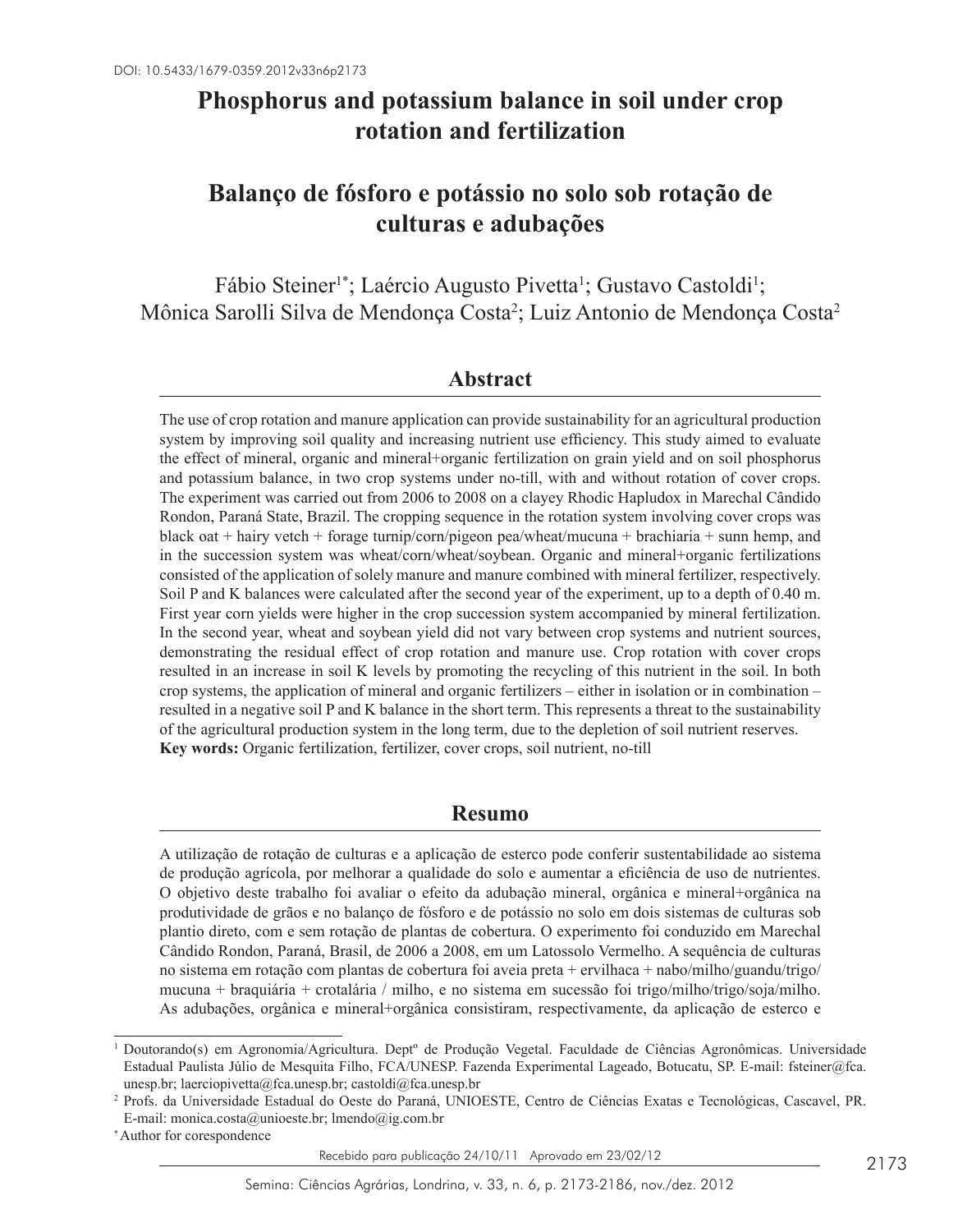DOI: 10.5433/1679-0359.2012v33n6p2173

# Phosphorus and potassium balance in soil under crop rotation and fertilization

# Balanço de fósforo e potássio no solo sob rotação de culturas e adubações

Fábio Steiner[1*]; Laércio Augusto Pivetta[1]; Gustavo Castoldi[1]; Mônica Sarolli Silva de Mendonça Costa[2]; Luiz Antonio de Mendonça Costa[2]

## Abstract

The use of crop rotation and manure application can provide sustainability for an agricultural production system by improving soil quality and increasing nutrient use efficiency. This study aimed to evaluate the effect of mineral, organic and mineral+organic fertilization on grain yield and on soil phosphorus and potassium balance, in two crop systems under no-till, with and without rotation of cover crops. The experiment was carried out from 2006 to 2008 on a clayey Rhodic Hapludox in Marechal Cândido Rondon, Paraná State, Brazil. The cropping sequence in the rotation system involving cover crops was black oat + hairy vetch + forage turnip/corn/pigeon pea/wheat/mucuna + brachiaria + sunn hemp, and in the succession system was wheat/corn/wheat/soybean. Organic and mineral+organic fertilizations consisted of the application of solely manure and manure combined with mineral fertilizer, respectively. Soil P and K balances were calculated after the second year of the experiment, up to a depth of 0.40 m. First year corn yields were higher in the crop succession system accompanied by mineral fertilization. In the second year, wheat and soybean yield did not vary between crop systems and nutrient sources, demonstrating the residual effect of crop rotation and manure use. Crop rotation with cover crops resulted in an increase in soil K levels by promoting the recycling of this nutrient in the soil. In both crop systems, the application of mineral and organic fertilizers – either in isolation or in combination – resulted in a negative soil P and K balance in the short term. This represents a threat to the sustainability of the agricultural production system in the long term, due to the depletion of soil nutrient reserves.

**Key words:** Organic fertilization, fertilizer, cover crops, soil nutrient, no-till

## Resumo

A utilização de rotação de culturas e a aplicação de esterco pode conferir sustentabilidade ao sistema de produção agrícola, por melhorar a qualidade do solo e aumentar a eficiência de uso de nutrientes. O objetivo deste trabalho foi avaliar o efeito da adubação mineral, orgânica e mineral+orgânica na produtividade de grãos e no balanço de fósforo e de potássio no solo em dois sistemas de culturas sob plantio direto, com e sem rotação de plantas de cobertura. O experimento foi conduzido em Marechal Cândido Rondon, Paraná, Brasil, de 2006 a 2008, em um Latossolo Vermelho. A sequência de culturas no sistema em rotação com plantas de cobertura foi aveia preta + ervilhaca + nabo/milho/guandu/trigo/mucuna + braquiária + crotalária / milho, e no sistema em sucessão foi trigo/milho/trigo/soja/milho. As adubações, orgânica e mineral+orgânica consistiram, respectivamente, da aplicação de esterco e

---

[1] Doutorando(s) em Agronomia/Agricultura. Deptº de Produção Vegetal. Faculdade de Ciências Agronômicas. Universidade Estadual Paulista Júlio de Mesquita Filho, FCA/UNESP. Fazenda Experimental Lageado, Botucatu, SP. E-mail: fsteiner@fca.unesp.br; laerciopivetta@fca.unesp.br; castoldi@fca.unesp.br

[2] Profs. da Universidade Estadual do Oeste do Paraná, UNIOESTE, Centro de Ciências Exatas e Tecnológicas, Cascavel, PR. E-mail: monica.costa@unioeste.br; lmendo@ig.com.br

[*] Author for corespondence

Recebido para publicação 24/10/11 Aprovado em 23/02/12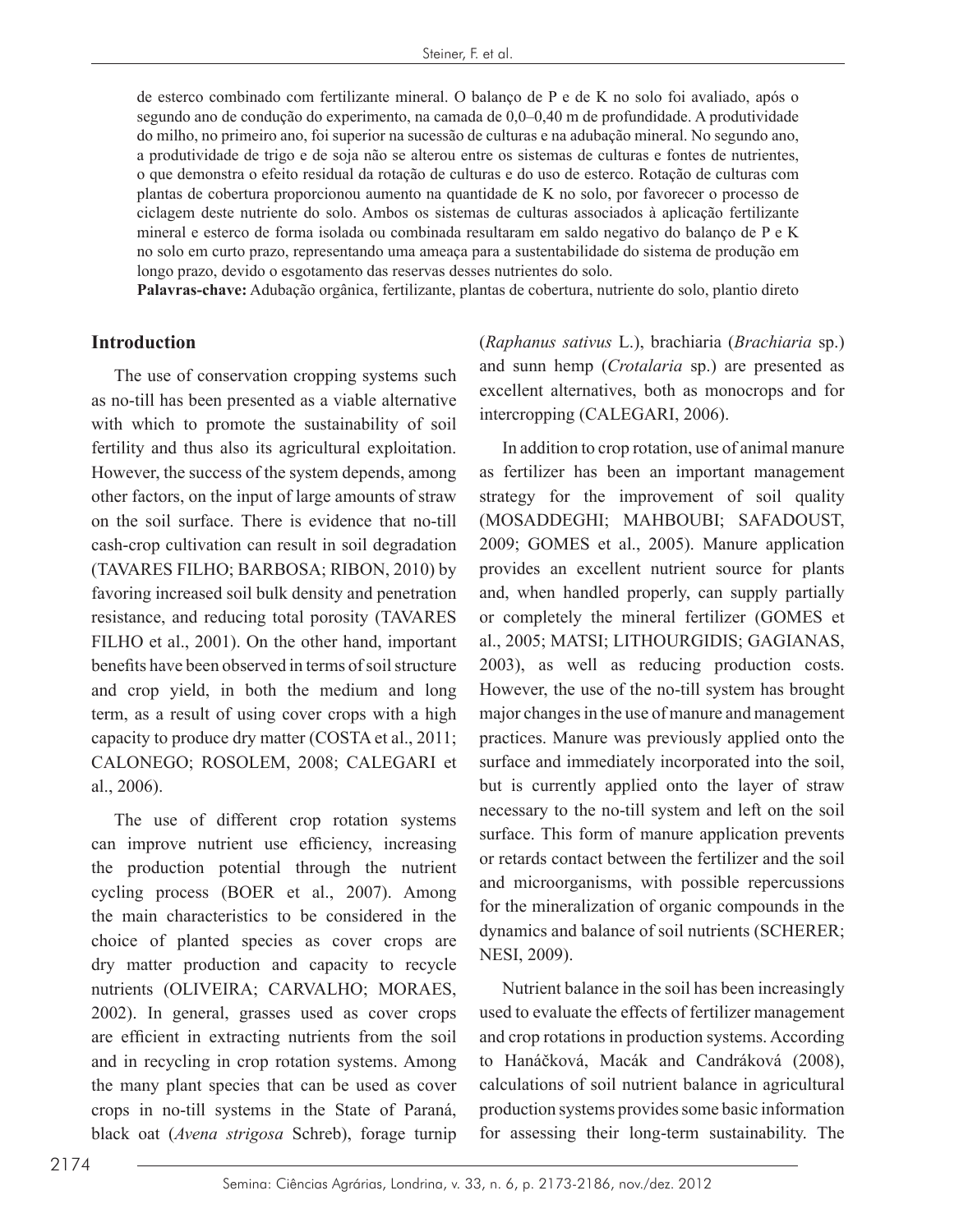de esterco combinado com fertilizante mineral. O balanço de P e de K no solo foi avaliado, após o segundo ano de condução do experimento, na camada de 0,0–0,40 m de profundidade. A produtividade do milho, no primeiro ano, foi superior na sucessão de culturas e na adubação mineral. No segundo ano, a produtividade de trigo e de soja não se alterou entre os sistemas de culturas e fontes de nutrientes, o que demonstra o efeito residual da rotação de culturas e do uso de esterco. Rotação de culturas com plantas de cobertura proporcionou aumento na quantidade de K no solo, por favorecer o processo de ciclagem deste nutriente do solo. Ambos os sistemas de culturas associados à aplicação fertilizante mineral e esterco de forma isolada ou combinada resultaram em saldo negativo do balanço de P e K no solo em curto prazo, representando uma ameaça para a sustentabilidade do sistema de produção em longo prazo, devido o esgotamento das reservas desses nutrientes do solo.

**Palavras-chave:** Adubação orgânica, fertilizante, plantas de cobertura, nutriente do solo, plantio direto

## Introduction

The use of conservation cropping systems such as no-till has been presented as a viable alternative with which to promote the sustainability of soil fertility and thus also its agricultural exploitation. However, the success of the system depends, among other factors, on the input of large amounts of straw on the soil surface. There is evidence that no-till cash-crop cultivation can result in soil degradation (TAVARES FILHO; BARBOSA; RIBON, 2010) by favoring increased soil bulk density and penetration resistance, and reducing total porosity (TAVARES FILHO et al., 2001). On the other hand, important benefits have been observed in terms of soil structure and crop yield, in both the medium and long term, as a result of using cover crops with a high capacity to produce dry matter (COSTA et al., 2011; CALONEGO; ROSOLEM, 2008; CALEGARI et al., 2006).

The use of different crop rotation systems can improve nutrient use efficiency, increasing the production potential through the nutrient cycling process (BOER et al., 2007). Among the main characteristics to be considered in the choice of planted species as cover crops are dry matter production and capacity to recycle nutrients (OLIVEIRA; CARVALHO; MORAES, 2002). In general, grasses used as cover crops are efficient in extracting nutrients from the soil and in recycling in crop rotation systems. Among the many plant species that can be used as cover crops in no-till systems in the State of Paraná, black oat (*Avena strigosa* Schreb), forage turnip (*Raphanus sativus* L.), brachiaria (*Brachiaria* sp.) and sunn hemp (*Crotalaria* sp.) are presented as excellent alternatives, both as monocrops and for intercropping (CALEGARI, 2006).

In addition to crop rotation, use of animal manure as fertilizer has been an important management strategy for the improvement of soil quality (MOSADDEGHI; MAHBOUBI; SAFADOUST, 2009; GOMES et al., 2005). Manure application provides an excellent nutrient source for plants and, when handled properly, can supply partially or completely the mineral fertilizer (GOMES et al., 2005; MATSI; LITHOURGIDIS; GAGIANAS, 2003), as well as reducing production costs. However, the use of the no-till system has brought major changes in the use of manure and management practices. Manure was previously applied onto the surface and immediately incorporated into the soil, but is currently applied onto the layer of straw necessary to the no-till system and left on the soil surface. This form of manure application prevents or retards contact between the fertilizer and the soil and microorganisms, with possible repercussions for the mineralization of organic compounds in the dynamics and balance of soil nutrients (SCHERER; NESI, 2009).

Nutrient balance in the soil has been increasingly used to evaluate the effects of fertilizer management and crop rotations in production systems. According to Hanáčková, Macák and Candráková (2008), calculations of soil nutrient balance in agricultural production systems provides some basic information for assessing their long-term sustainability. The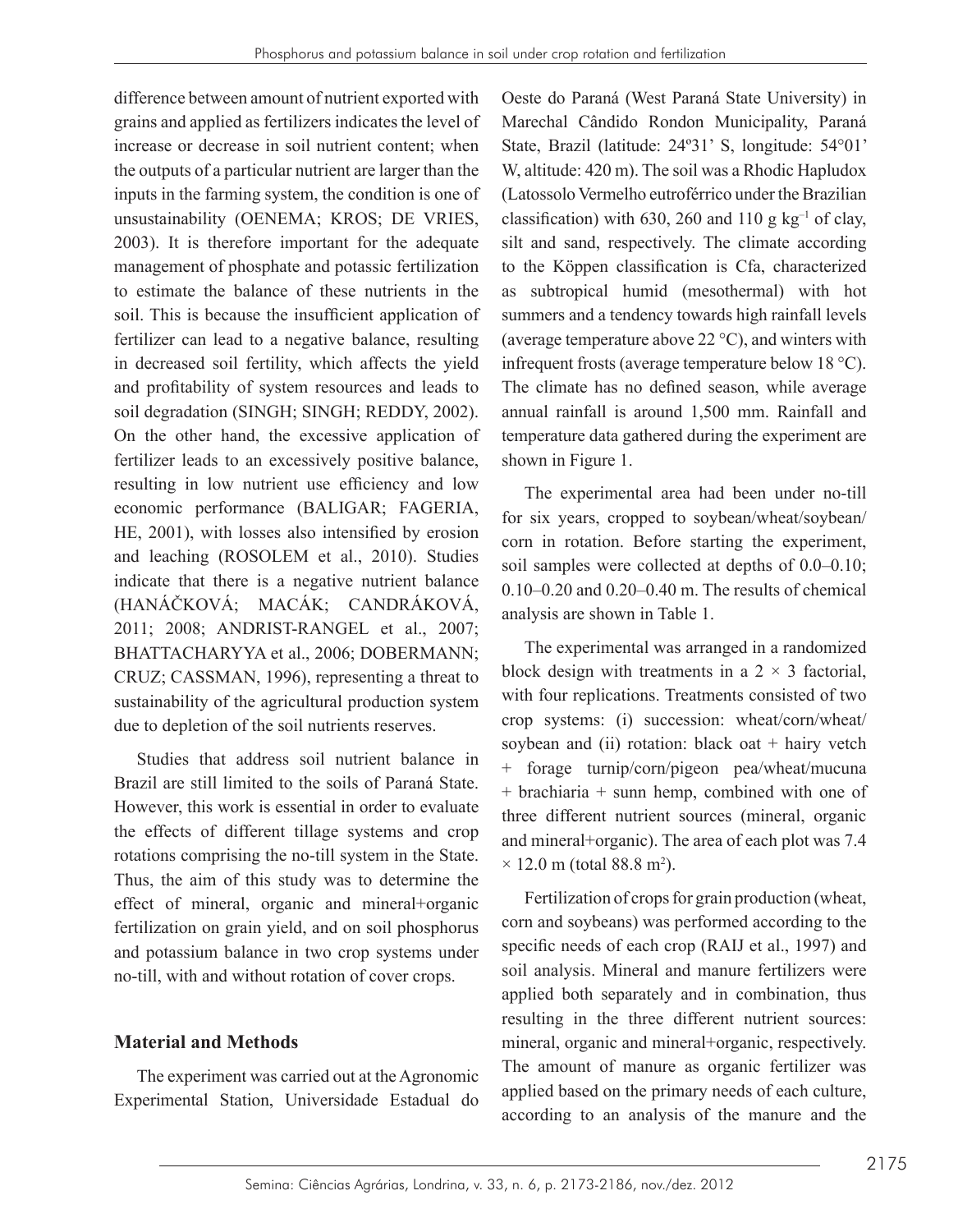difference between amount of nutrient exported with grains and applied as fertilizers indicates the level of increase or decrease in soil nutrient content; when the outputs of a particular nutrient are larger than the inputs in the farming system, the condition is one of unsustainability (OENEMA; KROS; DE VRIES, 2003). It is therefore important for the adequate management of phosphate and potassic fertilization to estimate the balance of these nutrients in the soil. This is because the insufficient application of fertilizer can lead to a negative balance, resulting in decreased soil fertility, which affects the yield and profitability of system resources and leads to soil degradation (SINGH; SINGH; REDDY, 2002). On the other hand, the excessive application of fertilizer leads to an excessively positive balance, resulting in low nutrient use efficiency and low economic performance (BALIGAR; FAGERIA, HE, 2001), with losses also intensified by erosion and leaching (ROSOLEM et al., 2010). Studies indicate that there is a negative nutrient balance (HANÁČKOVÁ; MACÁK; CANDRÁKOVÁ, 2011; 2008; ANDRIST-RANGEL et al., 2007; BHATTACHARYYA et al., 2006; DOBERMANN; CRUZ; CASSMAN, 1996), representing a threat to sustainability of the agricultural production system due to depletion of the soil nutrients reserves.

Studies that address soil nutrient balance in Brazil are still limited to the soils of Paraná State. However, this work is essential in order to evaluate the effects of different tillage systems and crop rotations comprising the no-till system in the State. Thus, the aim of this study was to determine the effect of mineral, organic and mineral+organic fertilization on grain yield, and on soil phosphorus and potassium balance in two crop systems under no-till, with and without rotation of cover crops.

## Material and Methods

The experiment was carried out at the Agronomic Experimental Station, Universidade Estadual do Oeste do Paraná (West Paraná State University) in Marechal Cândido Rondon Municipality, Paraná State, Brazil (latitude: 24º31' S, longitude: 54°01' W, altitude: 420 m). The soil was a Rhodic Hapludox (Latossolo Vermelho eutroférrico under the Brazilian classification) with 630, 260 and 110 g kg$^{-1}$ of clay, silt and sand, respectively. The climate according to the Köppen classification is Cfa, characterized as subtropical humid (mesothermal) with hot summers and a tendency towards high rainfall levels (average temperature above 22 °C), and winters with infrequent frosts (average temperature below 18 °C). The climate has no defined season, while average annual rainfall is around 1,500 mm. Rainfall and temperature data gathered during the experiment are shown in Figure 1.

The experimental area had been under no-till for six years, cropped to soybean/wheat/soybean/corn in rotation. Before starting the experiment, soil samples were collected at depths of 0.0–0.10; 0.10–0.20 and 0.20–0.40 m. The results of chemical analysis are shown in Table 1.

The experimental was arranged in a randomized block design with treatments in a 2 × 3 factorial, with four replications. Treatments consisted of two crop systems: (i) succession: wheat/corn/wheat/soybean and (ii) rotation: black oat + hairy vetch + forage turnip/corn/pigeon pea/wheat/mucuna + brachiaria + sunn hemp, combined with one of three different nutrient sources (mineral, organic and mineral+organic). The area of each plot was 7.4 × 12.0 m (total 88.8 m$^2$).

Fertilization of crops for grain production (wheat, corn and soybeans) was performed according to the specific needs of each crop (RAIJ et al., 1997) and soil analysis. Mineral and manure fertilizers were applied both separately and in combination, thus resulting in the three different nutrient sources: mineral, organic and mineral+organic, respectively. The amount of manure as organic fertilizer was applied based on the primary needs of each culture, according to an analysis of the manure and the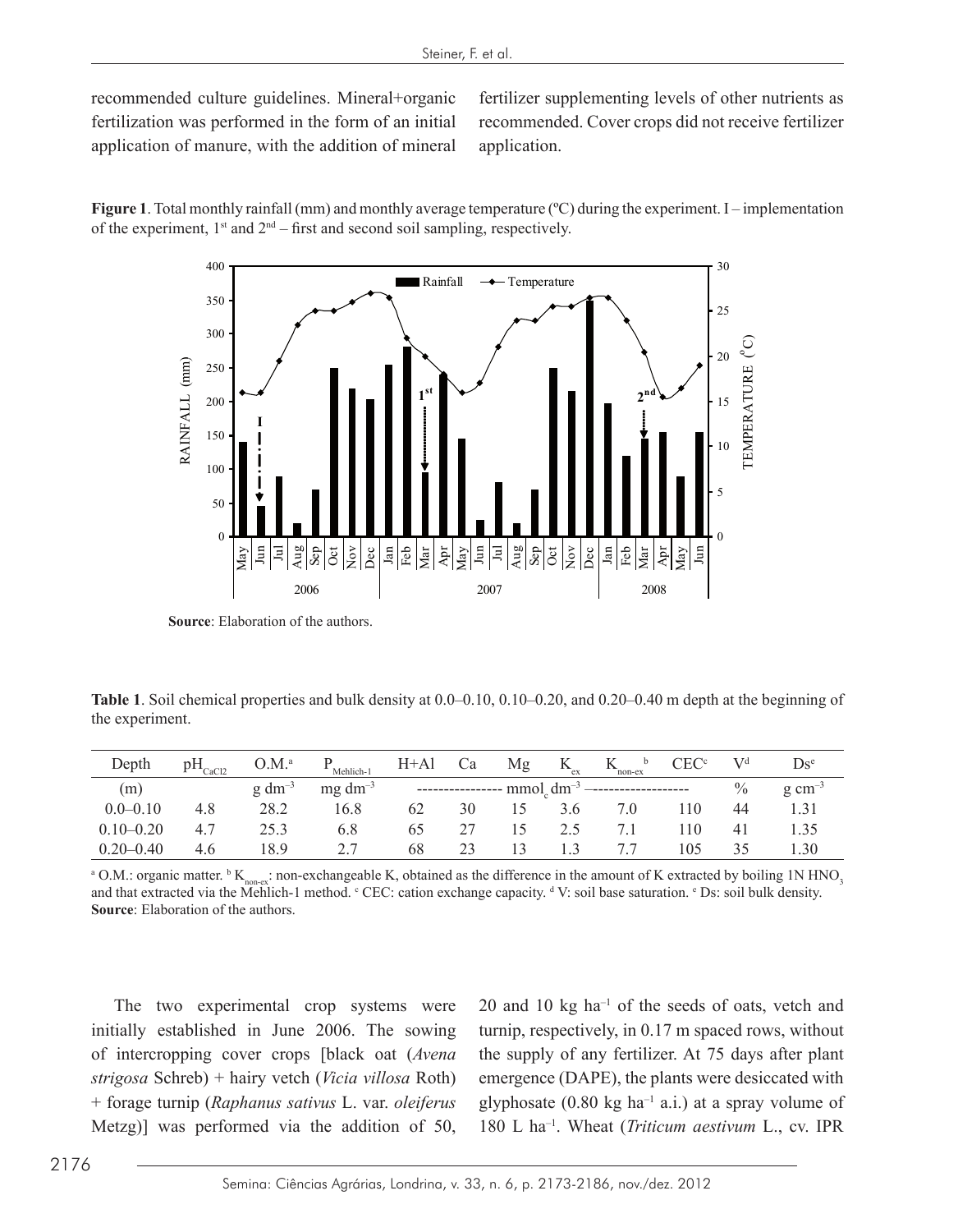recommended culture guidelines. Mineral+organic fertilization was performed in the form of an initial application of manure, with the addition of mineral fertilizer supplementing levels of other nutrients as recommended. Cover crops did not receive fertilizer application.

**Figure 1**. Total monthly rainfall (mm) and monthly average temperature (ºC) during the experiment. I – implementation of the experiment, 1st and 2nd – first and second soil sampling, respectively.

**Source**: Elaboration of the authors.

**Table 1**. Soil chemical properties and bulk density at 0.0–0.10, 0.10–0.20, and 0.20–0.40 m depth at the beginning of the experiment.

| Depth | $pH_{CaCl2}$ | O.M.[a] | $P_{Mehlich-1}$ | H+Al | Ca | Mg | $K_{ex}$ | $K_{non-ex}$ [b] | CEC[c] | V[d] | Ds[e] |
|---|---|---|---|---|---|---|---|---|---|---|---|
| (m) | | g $dm^{-3}$ | mg $dm^{-3}$ | ---------------- $mmol_c$ $dm^{-3}$ | | | | ------------------- | | % | g $cm^{-3}$ |
| 0.0–0.10 | 4.8 | 28.2 | 16.8 | 62 | 30 | 15 | 3.6 | 7.0 | 110 | 44 | 1.31 |
| 0.10–0.20 | 4.7 | 25.3 | 6.8 | 65 | 27 | 15 | 2.5 | 7.1 | 110 | 41 | 1.35 |
| 0.20–0.40 | 4.6 | 18.9 | 2.7 | 68 | 23 | 13 | 1.3 | 7.7 | 105 | 35 | 1.30 |

[a] O.M.: organic matter. [b] $K_{non-ex}$: non-exchangeable K, obtained as the difference in the amount of K extracted by boiling 1N $HNO_3$ and that extracted via the Mehlich-1 method. [c] CEC: cation exchange capacity. [d] V: soil base saturation. [e] Ds: soil bulk density.
**Source**: Elaboration of the authors.

The two experimental crop systems were initially established in June 2006. The sowing of intercropping cover crops [black oat (*Avena strigosa* Schreb) + hairy vetch (*Vicia villosa* Roth) + forage turnip (*Raphanus sativus* L. var. *oleiferus* Metzg)] was performed via the addition of 50, 20 and 10 kg $ha^{-1}$ of the seeds of oats, vetch and turnip, respectively, in 0.17 m spaced rows, without the supply of any fertilizer. At 75 days after plant emergence (DAPE), the plants were desiccated with glyphosate (0.80 kg $ha^{-1}$ a.i.) at a spray volume of 180 L $ha^{-1}$. Wheat (*Triticum aestivum* L., cv. IPR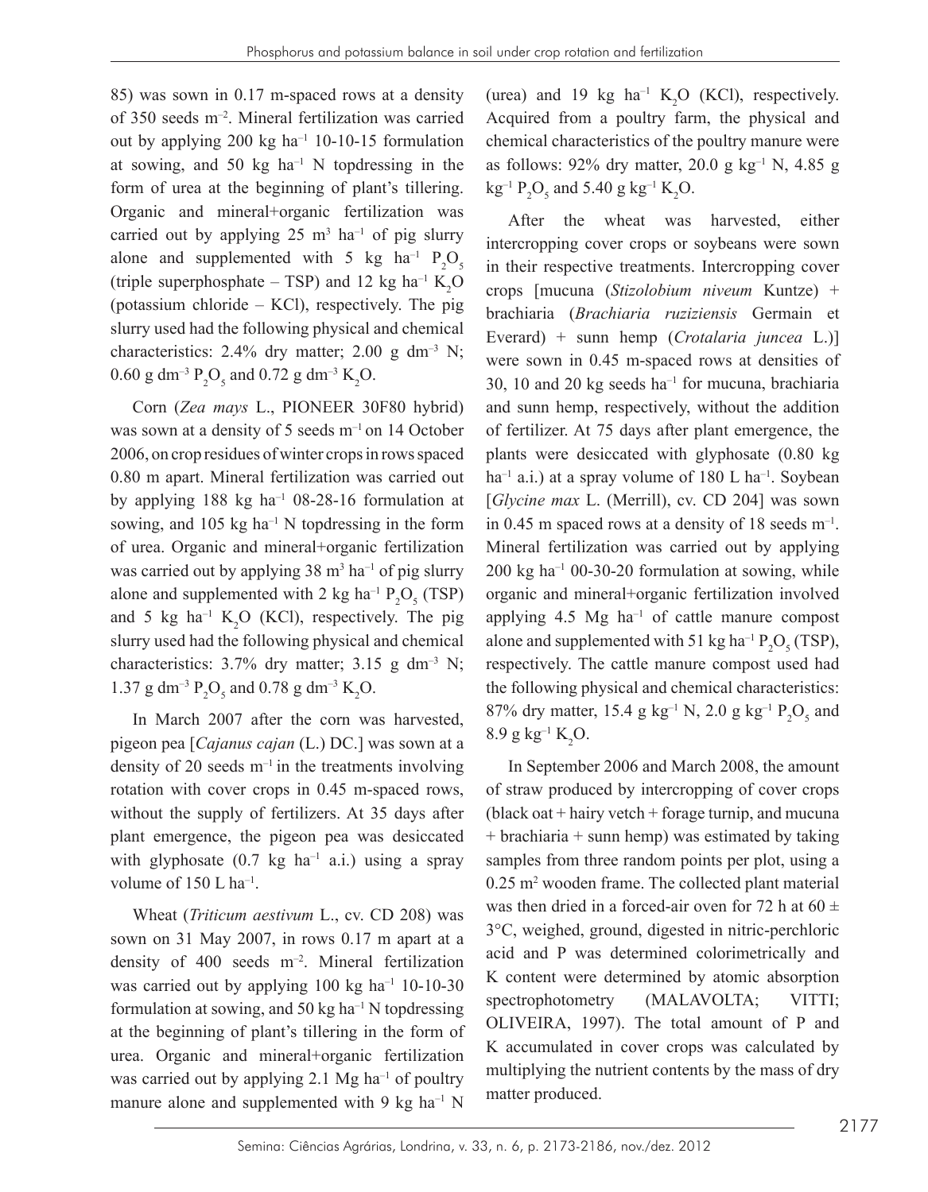85) was sown in 0.17 m-spaced rows at a density of 350 seeds $m^{-2}$. Mineral fertilization was carried out by applying 200 kg $ha^{-1}$ 10-10-15 formulation at sowing, and 50 kg $ha^{-1}$ N topdressing in the form of urea at the beginning of plant's tillering. Organic and mineral+organic fertilization was carried out by applying 25 $m^3$ $ha^{-1}$ of pig slurry alone and supplemented with 5 kg $ha^{-1}$ $P_2O_5$ (triple superphosphate – TSP) and 12 kg $ha^{-1}$ $K_2O$ (potassium chloride – KCl), respectively. The pig slurry used had the following physical and chemical characteristics: 2.4% dry matter; 2.00 g $dm^{-3}$ N; 0.60 g $dm^{-3}$ $P_2O_5$ and 0.72 g $dm^{-3}$ $K_2O$.

Corn (*Zea mays* L., PIONEER 30F80 hybrid) was sown at a density of 5 seeds $m^{-1}$ on 14 October 2006, on crop residues of winter crops in rows spaced 0.80 m apart. Mineral fertilization was carried out by applying 188 kg $ha^{-1}$ 08-28-16 formulation at sowing, and 105 kg $ha^{-1}$ N topdressing in the form of urea. Organic and mineral+organic fertilization was carried out by applying 38 $m^3$ $ha^{-1}$ of pig slurry alone and supplemented with 2 kg $ha^{-1}$ $P_2O_5$ (TSP) and 5 kg $ha^{-1}$ $K_2O$ (KCl), respectively. The pig slurry used had the following physical and chemical characteristics: 3.7% dry matter; 3.15 g $dm^{-3}$ N; 1.37 g $dm^{-3}$ $P_2O_5$ and 0.78 g $dm^{-3}$ $K_2O$.

In March 2007 after the corn was harvested, pigeon pea [*Cajanus cajan* (L.) DC.] was sown at a density of 20 seeds $m^{-1}$ in the treatments involving rotation with cover crops in 0.45 m-spaced rows, without the supply of fertilizers. At 35 days after plant emergence, the pigeon pea was desiccated with glyphosate (0.7 kg $ha^{-1}$ a.i.) using a spray volume of 150 L $ha^{-1}$.

Wheat (*Triticum aestivum* L., cv. CD 208) was sown on 31 May 2007, in rows 0.17 m apart at a density of 400 seeds $m^{-2}$. Mineral fertilization was carried out by applying 100 kg $ha^{-1}$ 10-10-30 formulation at sowing, and 50 kg $ha^{-1}$ N topdressing at the beginning of plant's tillering in the form of urea. Organic and mineral+organic fertilization was carried out by applying 2.1 Mg $ha^{-1}$ of poultry manure alone and supplemented with 9 kg $ha^{-1}$ N (urea) and 19 kg $ha^{-1}$ $K_2O$ (KCl), respectively. Acquired from a poultry farm, the physical and chemical characteristics of the poultry manure were as follows: 92% dry matter, 20.0 g $kg^{-1}$ N, 4.85 g $kg^{-1}$ $P_2O_5$ and 5.40 g $kg^{-1}$ $K_2O$.

After the wheat was harvested, either intercropping cover crops or soybeans were sown in their respective treatments. Intercropping cover crops [mucuna (*Stizolobium niveum* Kuntze) + brachiaria (*Brachiaria ruziziensis* Germain et Everard) + sunn hemp (*Crotalaria juncea* L.)] were sown in 0.45 m-spaced rows at densities of 30, 10 and 20 kg seeds $ha^{-1}$ for mucuna, brachiaria and sunn hemp, respectively, without the addition of fertilizer. At 75 days after plant emergence, the plants were desiccated with glyphosate (0.80 kg $ha^{-1}$ a.i.) at a spray volume of 180 L $ha^{-1}$. Soybean [*Glycine max* L. (Merrill), cv. CD 204] was sown in 0.45 m spaced rows at a density of 18 seeds $m^{-1}$. Mineral fertilization was carried out by applying 200 kg $ha^{-1}$ 00-30-20 formulation at sowing, while organic and mineral+organic fertilization involved applying 4.5 Mg $ha^{-1}$ of cattle manure compost alone and supplemented with 51 kg $ha^{-1}$ $P_2O_5$ (TSP), respectively. The cattle manure compost used had the following physical and chemical characteristics: 87% dry matter, 15.4 g $kg^{-1}$ N, 2.0 g $kg^{-1}$ $P_2O_5$ and 8.9 g $kg^{-1}$ $K_2O$.

In September 2006 and March 2008, the amount of straw produced by intercropping of cover crops (black oat + hairy vetch + forage turnip, and mucuna + brachiaria + sunn hemp) was estimated by taking samples from three random points per plot, using a 0.25 $m^2$ wooden frame. The collected plant material was then dried in a forced-air oven for 72 h at 60 ± 3°C, weighed, ground, digested in nitric-perchloric acid and P was determined colorimetrically and K content were determined by atomic absorption spectrophotometry (MALAVOLTA; VITTI; OLIVEIRA, 1997). The total amount of P and K accumulated in cover crops was calculated by multiplying the nutrient contents by the mass of dry matter produced.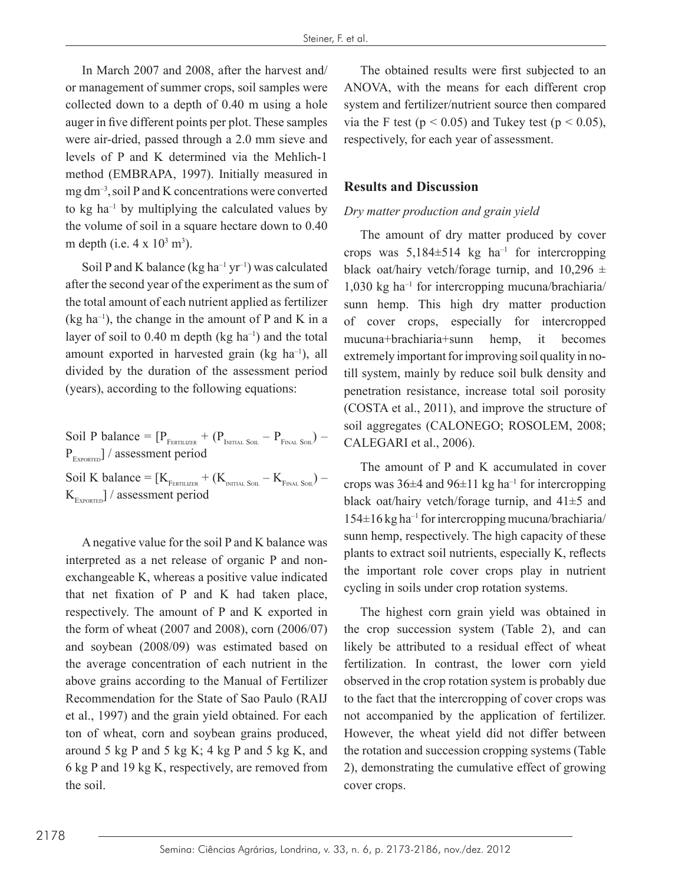In March 2007 and 2008, after the harvest and/or management of summer crops, soil samples were collected down to a depth of 0.40 m using a hole auger in five different points per plot. These samples were air-dried, passed through a 2.0 mm sieve and levels of P and K determined via the Mehlich-1 method (EMBRAPA, 1997). Initially measured in mg $dm^{-3}$, soil P and K concentrations were converted to kg $ha^{-1}$ by multiplying the calculated values by the volume of soil in a square hectare down to 0.40 m depth (i.e. $4 \times 10^3$ $m^3$).

Soil P and K balance (kg $ha^{-1}$ $yr^{-1}$) was calculated after the second year of the experiment as the sum of the total amount of each nutrient applied as fertilizer (kg $ha^{-1}$), the change in the amount of P and K in a layer of soil to 0.40 m depth (kg $ha^{-1}$) and the total amount exported in harvested grain (kg $ha^{-1}$), all divided by the duration of the assessment period (years), according to the following equations:

$$\text{Soil P balance} = [P_{\text{Fertilizer}} + (P_{\text{Initial Soil}} - P_{\text{Final Soil}}) - P_{\text{Exported}}] / \text{assessment period}$$

$$\text{Soil K balance} = [K_{\text{Fertilizer}} + (K_{\text{Initial Soil}} - K_{\text{Final Soil}}) - K_{\text{Exported}}] / \text{assessment period}$$

A negative value for the soil P and K balance was interpreted as a net release of organic P and non-exchangeable K, whereas a positive value indicated that net fixation of P and K had taken place, respectively. The amount of P and K exported in the form of wheat (2007 and 2008), corn (2006/07) and soybean (2008/09) was estimated based on the average concentration of each nutrient in the above grains according to the Manual of Fertilizer Recommendation for the State of Sao Paulo (RAIJ et al., 1997) and the grain yield obtained. For each ton of wheat, corn and soybean grains produced, around 5 kg P and 5 kg K; 4 kg P and 5 kg K, and 6 kg P and 19 kg K, respectively, are removed from the soil.

The obtained results were first subjected to an ANOVA, with the means for each different crop system and fertilizer/nutrient source then compared via the F test ($p < 0.05$) and Tukey test ($p < 0.05$), respectively, for each year of assessment.

## Results and Discussion

### *Dry matter production and grain yield*

The amount of dry matter produced by cover crops was 5,184±514 kg $ha^{-1}$ for intercropping black oat/hairy vetch/forage turnip, and 10,296 ± 1,030 kg $ha^{-1}$ for intercropping mucuna/brachiaria/sunn hemp. This high dry matter production of cover crops, especially for intercropped mucuna+brachiaria+sunn hemp, it becomes extremely important for improving soil quality in no-till system, mainly by reduce soil bulk density and penetration resistance, increase total soil porosity (COSTA et al., 2011), and improve the structure of soil aggregates (CALONEGO; ROSOLEM, 2008; CALEGARI et al., 2006).

The amount of P and K accumulated in cover crops was 36±4 and 96±11 kg $ha^{-1}$ for intercropping black oat/hairy vetch/forage turnip, and 41±5 and 154±16 kg $ha^{-1}$ for intercropping mucuna/brachiaria/sunn hemp, respectively. The high capacity of these plants to extract soil nutrients, especially K, reflects the important role cover crops play in nutrient cycling in soils under crop rotation systems.

The highest corn grain yield was obtained in the crop succession system (Table 2), and can likely be attributed to a residual effect of wheat fertilization. In contrast, the lower corn yield observed in the crop rotation system is probably due to the fact that the intercropping of cover crops was not accompanied by the application of fertilizer. However, the wheat yield did not differ between the rotation and succession cropping systems (Table 2), demonstrating the cumulative effect of growing cover crops.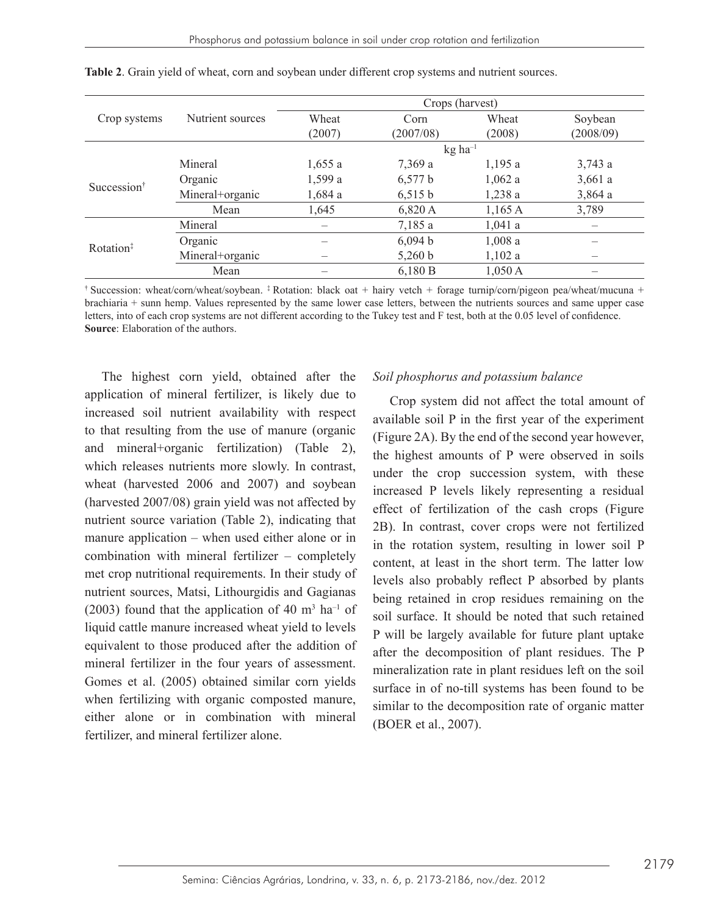**Table 2**. Grain yield of wheat, corn and soybean under different crop systems and nutrient sources.

| Crop systems | Nutrient sources | Crops (harvest) | | | |
|---|---|---|---|---|---|
| | | Wheat (2007) | Corn (2007/08) | Wheat (2008) | Soybean (2008/09) |
| | | kg ha$^{-1}$ | | | |
| Succession[†] | Mineral | 1,655 a | 7,369 a | 1,195 a | 3,743 a |
| | Organic | 1,599 a | 6,577 b | 1,062 a | 3,661 a |
| | Mineral+organic | 1,684 a | 6,515 b | 1,238 a | 3,864 a |
| | Mean | 1,645 | 6,820 A | 1,165 A | 3,789 |
| Rotation[‡] | Mineral | – | 7,185 a | 1,041 a | – |
| | Organic | – | 6,094 b | 1,008 a | – |
| | Mineral+organic | – | 5,260 b | 1,102 a | – |
| | Mean | – | 6,180 B | 1,050 A | – |

[†] Succession: wheat/corn/wheat/soybean. [‡] Rotation: black oat + hairy vetch + forage turnip/corn/pigeon pea/wheat/mucuna + brachiaria + sunn hemp. Values represented by the same lower case letters, between the nutrients sources and same upper case letters, into of each crop systems are not different according to the Tukey test and F test, both at the 0.05 level of confidence.
**Source**: Elaboration of the authors.

The highest corn yield, obtained after the application of mineral fertilizer, is likely due to increased soil nutrient availability with respect to that resulting from the use of manure (organic and mineral+organic fertilization) (Table 2), which releases nutrients more slowly. In contrast, wheat (harvested 2006 and 2007) and soybean (harvested 2007/08) grain yield was not affected by nutrient source variation (Table 2), indicating that manure application – when used either alone or in combination with mineral fertilizer – completely met crop nutritional requirements. In their study of nutrient sources, Matsi, Lithourgidis and Gagianas (2003) found that the application of 40 m$^3$ ha$^{-1}$ of liquid cattle manure increased wheat yield to levels equivalent to those produced after the addition of mineral fertilizer in the four years of assessment. Gomes et al. (2005) obtained similar corn yields when fertilizing with organic composted manure, either alone or in combination with mineral fertilizer, and mineral fertilizer alone.

### *Soil phosphorus and potassium balance*

Crop system did not affect the total amount of available soil P in the first year of the experiment (Figure 2A). By the end of the second year however, the highest amounts of P were observed in soils under the crop succession system, with these increased P levels likely representing a residual effect of fertilization of the cash crops (Figure 2B). In contrast, cover crops were not fertilized in the rotation system, resulting in lower soil P content, at least in the short term. The latter low levels also probably reflect P absorbed by plants being retained in crop residues remaining on the soil surface. It should be noted that such retained P will be largely available for future plant uptake after the decomposition of plant residues. The P mineralization rate in plant residues left on the soil surface in of no-till systems has been found to be similar to the decomposition rate of organic matter (BOER et al., 2007).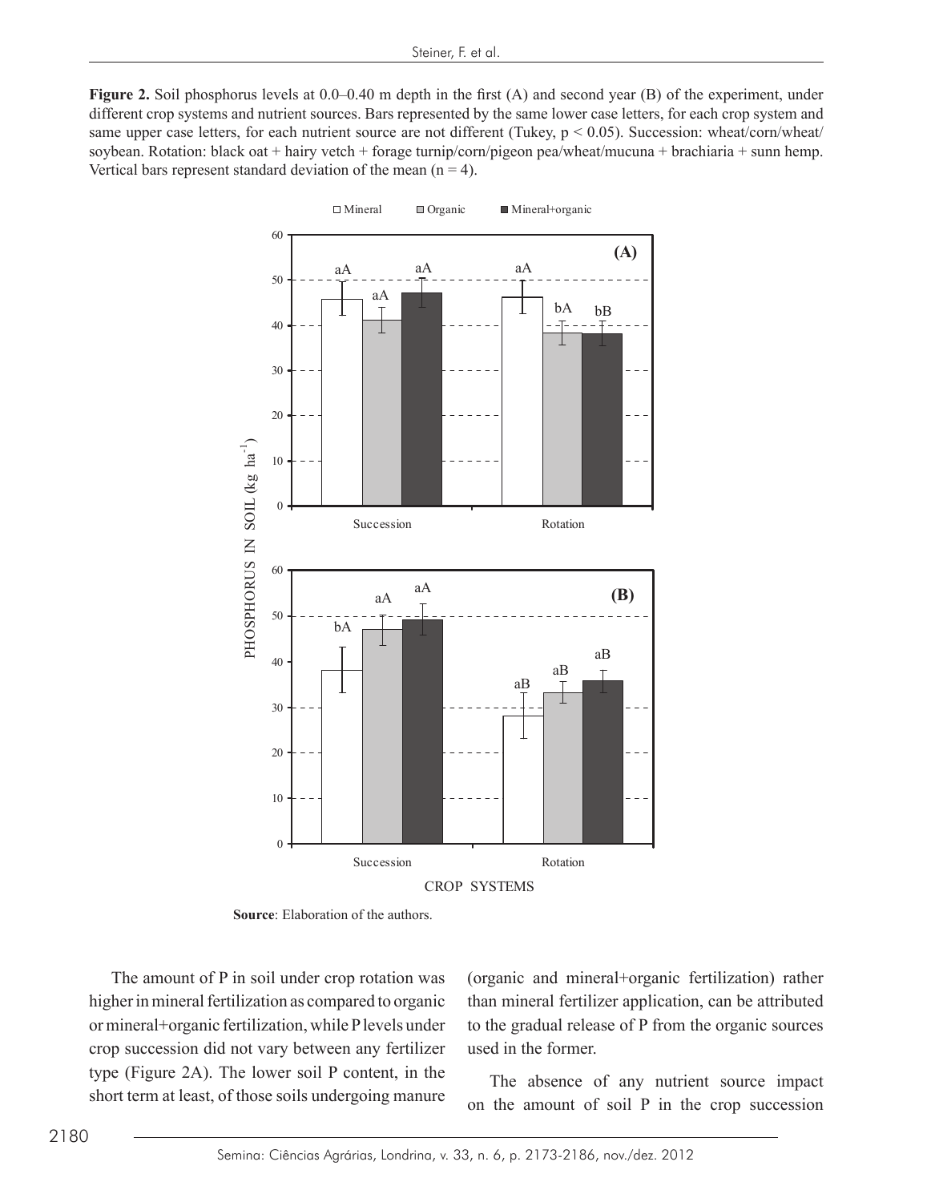**Figure 2.** Soil phosphorus levels at 0.0–0.40 m depth in the first (A) and second year (B) of the experiment, under different crop systems and nutrient sources. Bars represented by the same lower case letters, for each crop system and same upper case letters, for each nutrient source are not different (Tukey, $p < 0.05$). Succession: wheat/corn/wheat/soybean. Rotation: black oat + hairy vetch + forage turnip/corn/pigeon pea/wheat/mucuna + brachiaria + sunn hemp. Vertical bars represent standard deviation of the mean ($n = 4$).

**Source**: Elaboration of the authors.

The amount of P in soil under crop rotation was higher in mineral fertilization as compared to organic or mineral+organic fertilization, while P levels under crop succession did not vary between any fertilizer type (Figure 2A). The lower soil P content, in the short term at least, of those soils undergoing manure (organic and mineral+organic fertilization) rather than mineral fertilizer application, can be attributed to the gradual release of P from the organic sources used in the former.

The absence of any nutrient source impact on the amount of soil P in the crop succession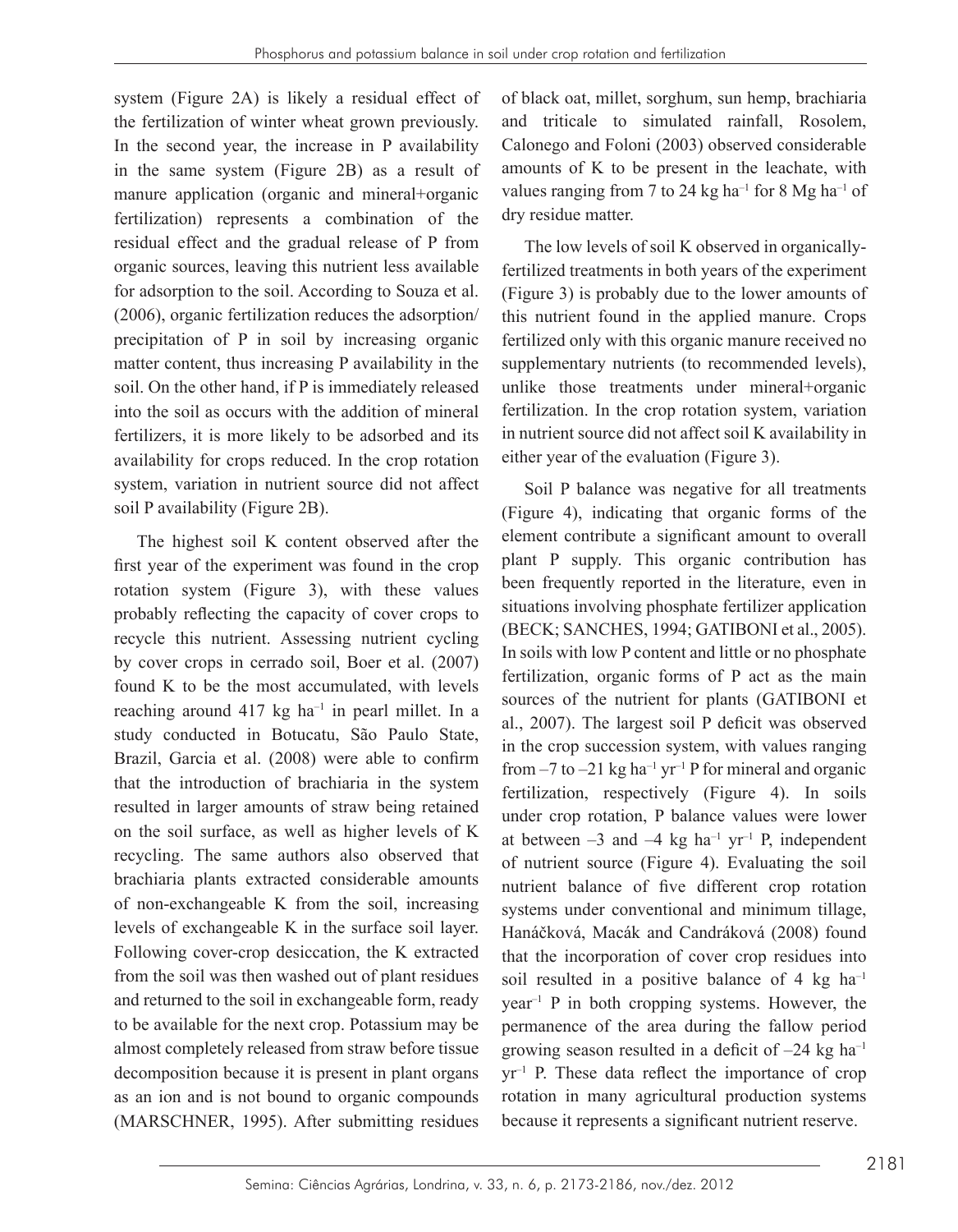system (Figure 2A) is likely a residual effect of the fertilization of winter wheat grown previously. In the second year, the increase in P availability in the same system (Figure 2B) as a result of manure application (organic and mineral+organic fertilization) represents a combination of the residual effect and the gradual release of P from organic sources, leaving this nutrient less available for adsorption to the soil. According to Souza et al. (2006), organic fertilization reduces the adsorption/precipitation of P in soil by increasing organic matter content, thus increasing P availability in the soil. On the other hand, if P is immediately released into the soil as occurs with the addition of mineral fertilizers, it is more likely to be adsorbed and its availability for crops reduced. In the crop rotation system, variation in nutrient source did not affect soil P availability (Figure 2B).

The highest soil K content observed after the first year of the experiment was found in the crop rotation system (Figure 3), with these values probably reflecting the capacity of cover crops to recycle this nutrient. Assessing nutrient cycling by cover crops in cerrado soil, Boer et al. (2007) found K to be the most accumulated, with levels reaching around 417 kg ha$^{-1}$ in pearl millet. In a study conducted in Botucatu, São Paulo State, Brazil, Garcia et al. (2008) were able to confirm that the introduction of brachiaria in the system resulted in larger amounts of straw being retained on the soil surface, as well as higher levels of K recycling. The same authors also observed that brachiaria plants extracted considerable amounts of non-exchangeable K from the soil, increasing levels of exchangeable K in the surface soil layer. Following cover-crop desiccation, the K extracted from the soil was then washed out of plant residues and returned to the soil in exchangeable form, ready to be available for the next crop. Potassium may be almost completely released from straw before tissue decomposition because it is present in plant organs as an ion and is not bound to organic compounds (MARSCHNER, 1995). After submitting residues of black oat, millet, sorghum, sun hemp, brachiaria and triticale to simulated rainfall, Rosolem, Calonego and Foloni (2003) observed considerable amounts of K to be present in the leachate, with values ranging from 7 to 24 kg ha$^{-1}$ for 8 Mg ha$^{-1}$ of dry residue matter.

The low levels of soil K observed in organically-fertilized treatments in both years of the experiment (Figure 3) is probably due to the lower amounts of this nutrient found in the applied manure. Crops fertilized only with this organic manure received no supplementary nutrients (to recommended levels), unlike those treatments under mineral+organic fertilization. In the crop rotation system, variation in nutrient source did not affect soil K availability in either year of the evaluation (Figure 3).

Soil P balance was negative for all treatments (Figure 4), indicating that organic forms of the element contribute a significant amount to overall plant P supply. This organic contribution has been frequently reported in the literature, even in situations involving phosphate fertilizer application (BECK; SANCHES, 1994; GATIBONI et al., 2005). In soils with low P content and little or no phosphate fertilization, organic forms of P act as the main sources of the nutrient for plants (GATIBONI et al., 2007). The largest soil P deficit was observed in the crop succession system, with values ranging from –7 to –21 kg ha$^{-1}$ yr$^{-1}$ P for mineral and organic fertilization, respectively (Figure 4). In soils under crop rotation, P balance values were lower at between –3 and –4 kg ha$^{-1}$ yr$^{-1}$ P, independent of nutrient source (Figure 4). Evaluating the soil nutrient balance of five different crop rotation systems under conventional and minimum tillage, Hanáčková, Macák and Candráková (2008) found that the incorporation of cover crop residues into soil resulted in a positive balance of 4 kg ha$^{-1}$ year$^{-1}$ P in both cropping systems. However, the permanence of the area during the fallow period growing season resulted in a deficit of –24 kg ha$^{-1}$ yr$^{-1}$ P. These data reflect the importance of crop rotation in many agricultural production systems because it represents a significant nutrient reserve.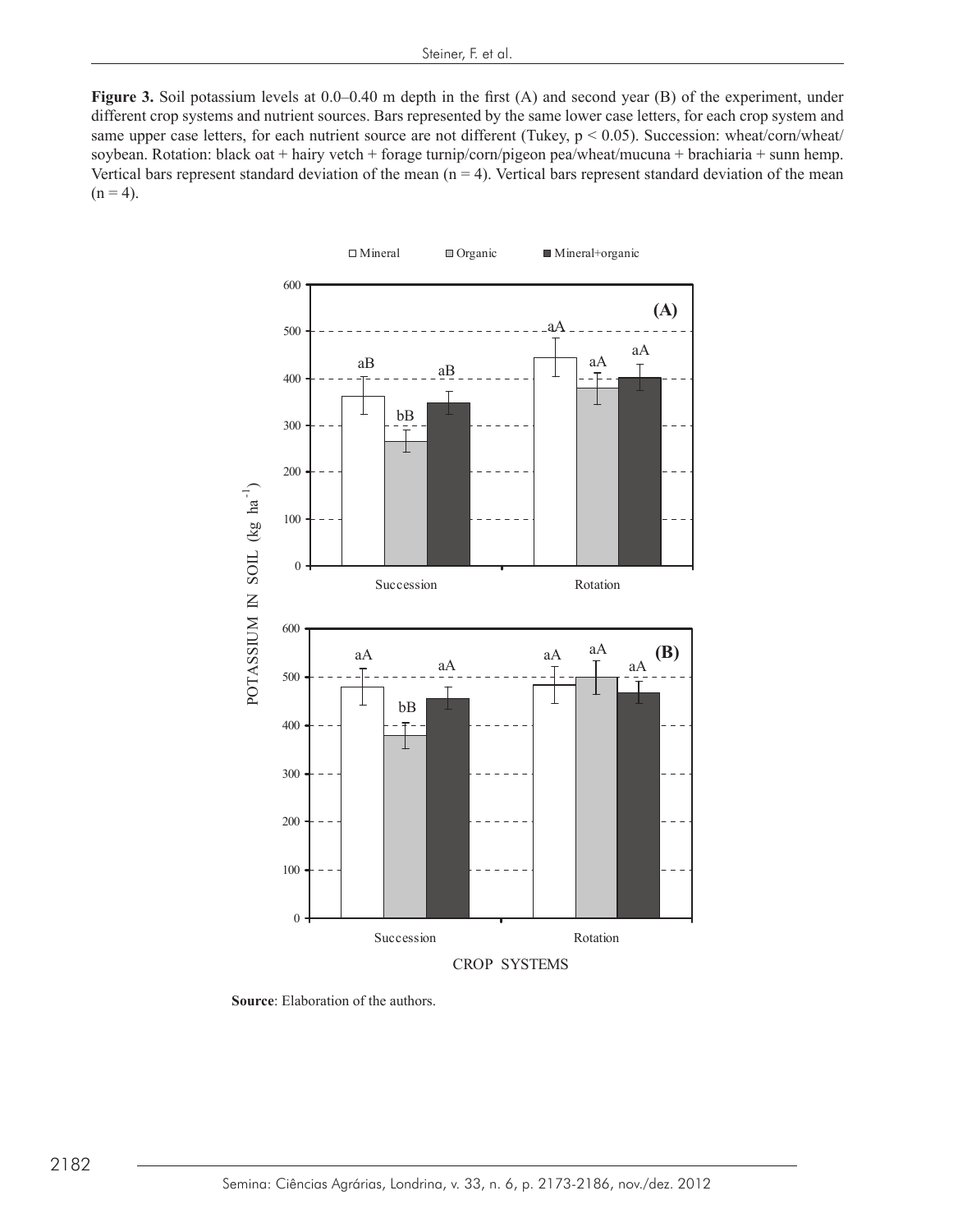**Figure 3.** Soil potassium levels at 0.0–0.40 m depth in the first (A) and second year (B) of the experiment, under different crop systems and nutrient sources. Bars represented by the same lower case letters, for each crop system and same upper case letters, for each nutrient source are not different (Tukey, $p < 0.05$). Succession: wheat/corn/wheat/soybean. Rotation: black oat + hairy vetch + forage turnip/corn/pigeon pea/wheat/mucuna + brachiaria + sunn hemp. Vertical bars represent standard deviation of the mean ($n = 4$). Vertical bars represent standard deviation of the mean ($n = 4$).

**Source**: Elaboration of the authors.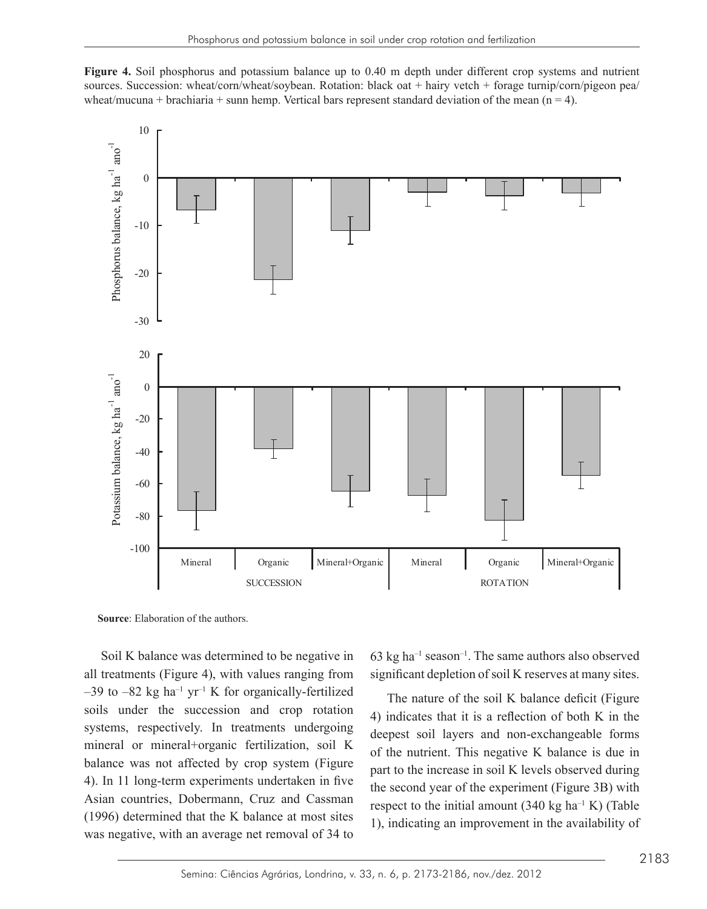**Figure 4.** Soil phosphorus and potassium balance up to 0.40 m depth under different crop systems and nutrient sources. Succession: wheat/corn/wheat/soybean. Rotation: black oat + hairy vetch + forage turnip/corn/pigeon pea/wheat/mucuna + brachiaria + sunn hemp. Vertical bars represent standard deviation of the mean (n = 4).

**Source**: Elaboration of the authors.

Soil K balance was determined to be negative in all treatments (Figure 4), with values ranging from –39 to –82 kg ha$^{-1}$ yr$^{-1}$ K for organically-fertilized soils under the succession and crop rotation systems, respectively. In treatments undergoing mineral or mineral+organic fertilization, soil K balance was not affected by crop system (Figure 4). In 11 long-term experiments undertaken in five Asian countries, Dobermann, Cruz and Cassman (1996) determined that the K balance at most sites was negative, with an average net removal of 34 to 63 kg ha$^{-1}$ season$^{-1}$. The same authors also observed significant depletion of soil K reserves at many sites.

The nature of the soil K balance deficit (Figure 4) indicates that it is a reflection of both K in the deepest soil layers and non-exchangeable forms of the nutrient. This negative K balance is due in part to the increase in soil K levels observed during the second year of the experiment (Figure 3B) with respect to the initial amount (340 kg ha$^{-1}$ K) (Table 1), indicating an improvement in the availability of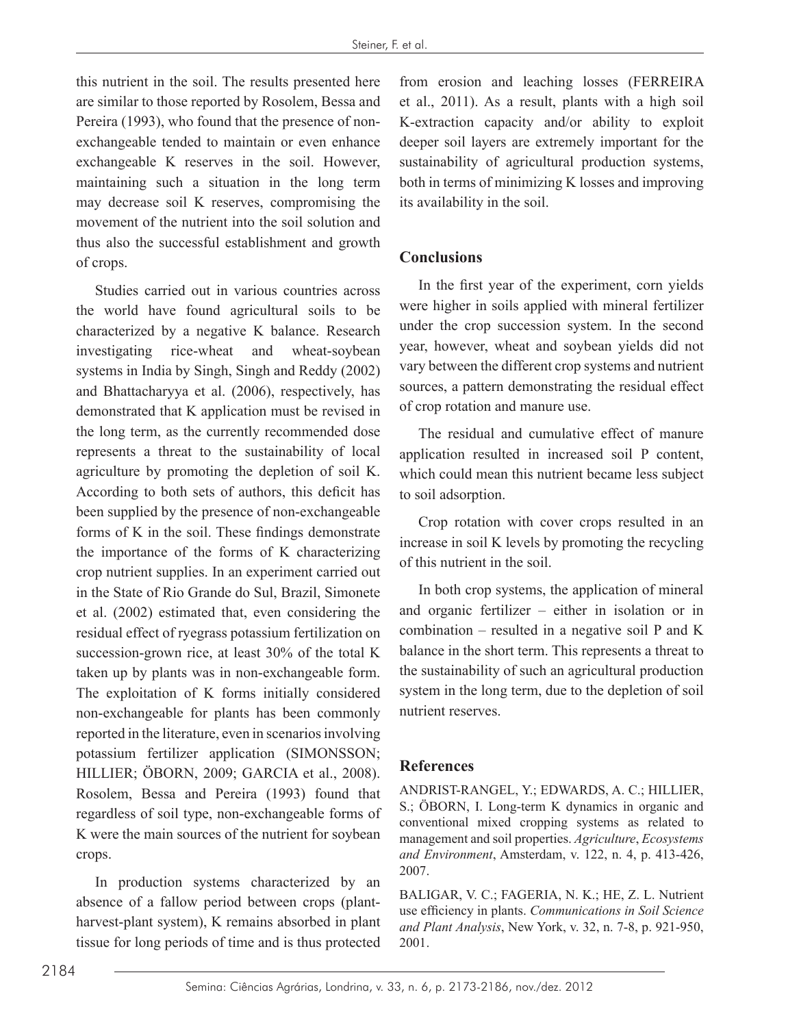this nutrient in the soil. The results presented here are similar to those reported by Rosolem, Bessa and Pereira (1993), who found that the presence of non-exchangeable tended to maintain or even enhance exchangeable K reserves in the soil. However, maintaining such a situation in the long term may decrease soil K reserves, compromising the movement of the nutrient into the soil solution and thus also the successful establishment and growth of crops.

Studies carried out in various countries across the world have found agricultural soils to be characterized by a negative K balance. Research investigating rice-wheat and wheat-soybean systems in India by Singh, Singh and Reddy (2002) and Bhattacharyya et al. (2006), respectively, has demonstrated that K application must be revised in the long term, as the currently recommended dose represents a threat to the sustainability of local agriculture by promoting the depletion of soil K. According to both sets of authors, this deficit has been supplied by the presence of non-exchangeable forms of K in the soil. These findings demonstrate the importance of the forms of K characterizing crop nutrient supplies. In an experiment carried out in the State of Rio Grande do Sul, Brazil, Simonete et al. (2002) estimated that, even considering the residual effect of ryegrass potassium fertilization on succession-grown rice, at least 30% of the total K taken up by plants was in non-exchangeable form. The exploitation of K forms initially considered non-exchangeable for plants has been commonly reported in the literature, even in scenarios involving potassium fertilizer application (SIMONSSON; HILLIER; ÖBORN, 2009; GARCIA et al., 2008). Rosolem, Bessa and Pereira (1993) found that regardless of soil type, non-exchangeable forms of K were the main sources of the nutrient for soybean crops.

In production systems characterized by an absence of a fallow period between crops (plant-harvest-plant system), K remains absorbed in plant tissue for long periods of time and is thus protected from erosion and leaching losses (FERREIRA et al., 2011). As a result, plants with a high soil K-extraction capacity and/or ability to exploit deeper soil layers are extremely important for the sustainability of agricultural production systems, both in terms of minimizing K losses and improving its availability in the soil.

## Conclusions

In the first year of the experiment, corn yields were higher in soils applied with mineral fertilizer under the crop succession system. In the second year, however, wheat and soybean yields did not vary between the different crop systems and nutrient sources, a pattern demonstrating the residual effect of crop rotation and manure use.

The residual and cumulative effect of manure application resulted in increased soil P content, which could mean this nutrient became less subject to soil adsorption.

Crop rotation with cover crops resulted in an increase in soil K levels by promoting the recycling of this nutrient in the soil.

In both crop systems, the application of mineral and organic fertilizer – either in isolation or in combination – resulted in a negative soil P and K balance in the short term. This represents a threat to the sustainability of such an agricultural production system in the long term, due to the depletion of soil nutrient reserves.

## References

ANDRIST-RANGEL, Y.; EDWARDS, A. C.; HILLIER, S.; ÖBORN, I. Long-term K dynamics in organic and conventional mixed cropping systems as related to management and soil properties. *Agriculture, Ecosystems and Environment*, Amsterdam, v. 122, n. 4, p. 413-426, 2007.

BALIGAR, V. C.; FAGERIA, N. K.; HE, Z. L. Nutrient use efficiency in plants. *Communications in Soil Science and Plant Analysis*, New York, v. 32, n. 7-8, p. 921-950, 2001.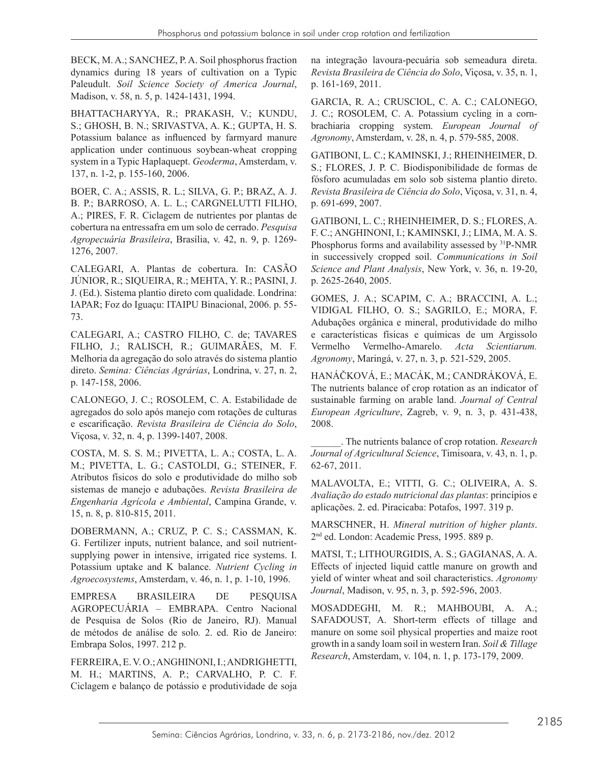BECK, M. A.; SANCHEZ, P. A. Soil phosphorus fraction dynamics during 18 years of cultivation on a Typic Paleudult. *Soil Science Society of America Journal*, Madison, v. 58, n. 5, p. 1424-1431, 1994.

BHATTACHARYYA, R.; PRAKASH, V.; KUNDU, S.; GHOSH, B. N.; SRIVASTVA, A. K.; GUPTA, H. S. Potassium balance as influenced by farmyard manure application under continuous soybean-wheat cropping system in a Typic Haplaquept. *Geoderma*, Amsterdam, v. 137, n. 1-2, p. 155-160, 2006.

BOER, C. A.; ASSIS, R. L.; SILVA, G. P.; BRAZ, A. J. B. P.; BARROSO, A. L. L.; CARGNELUTTI FILHO, A.; PIRES, F. R. Ciclagem de nutrientes por plantas de cobertura na entressafra em um solo de cerrado. *Pesquisa Agropecuária Brasileira*, Brasília, v. 42, n. 9, p. 1269-1276, 2007.

CALEGARI, A. Plantas de cobertura. In: CASÃO JÚNIOR, R.; SIQUEIRA, R.; MEHTA, Y. R.; PASINI, J. J. (Ed.). Sistema plantio direto com qualidade. Londrina: IAPAR; Foz do Iguaçu: ITAIPU Binacional, 2006. p. 55-73.

CALEGARI, A.; CASTRO FILHO, C. de; TAVARES FILHO, J.; RALISCH, R.; GUIMARÃES, M. F. Melhoria da agregação do solo através do sistema plantio direto. *Semina: Ciências Agrárias*, Londrina, v. 27, n. 2, p. 147-158, 2006.

CALONEGO, J. C.; ROSOLEM, C. A. Estabilidade de agregados do solo após manejo com rotações de culturas e escarificação. *Revista Brasileira de Ciência do Solo*, Viçosa, v. 32, n. 4, p. 1399-1407, 2008.

COSTA, M. S. S. M.; PIVETTA, L. A.; COSTA, L. A. M.; PIVETTA, L. G.; CASTOLDI, G.; STEINER, F. Atributos físicos do solo e produtividade do milho sob sistemas de manejo e adubações. *Revista Brasileira de Engenharia Agrícola e Ambiental*, Campina Grande, v. 15, n. 8, p. 810-815, 2011.

DOBERMANN, A.; CRUZ, P. C. S.; CASSMAN, K. G. Fertilizer inputs, nutrient balance, and soil nutrient-supplying power in intensive, irrigated rice systems. I. Potassium uptake and K balance. *Nutrient Cycling in Agroecosystems*, Amsterdam, v. 46, n. 1, p. 1-10, 1996.

EMPRESA BRASILEIRA DE PESQUISA AGROPECUÁRIA – EMBRAPA. Centro Nacional de Pesquisa de Solos (Rio de Janeiro, RJ). Manual de métodos de análise de solo*.* 2. ed. Rio de Janeiro: Embrapa Solos, 1997. 212 p.

FERREIRA, E. V. O.; ANGHINONI, I.; ANDRIGHETTI, M. H.; MARTINS, A. P.; CARVALHO, P. C. F. Ciclagem e balanço de potássio e produtividade de soja na integração lavoura-pecuária sob semeadura direta. *Revista Brasileira de Ciência do Solo*, Viçosa, v. 35, n. 1, p. 161-169, 2011.

GARCIA, R. A.; CRUSCIOL, C. A. C.; CALONEGO, J. C.; ROSOLEM, C. A. Potassium cycling in a corn-brachiaria cropping system*. European Journal of Agronomy*, Amsterdam, v. 28, n. 4, p. 579-585, 2008.

GATIBONI, L. C.; KAMINSKI, J.; RHEINHEIMER, D. S.; FLORES, J. P. C. Biodisponibilidade de formas de fósforo acumuladas em solo sob sistema plantio direto. *Revista Brasileira de Ciência do Solo*, Viçosa, v. 31, n. 4, p. 691-699, 2007.

GATIBONI, L. C.; RHEINHEIMER, D. S.; FLORES, A. F. C.; ANGHINONI, I.; KAMINSKI, J.; LIMA, M. A. S. Phosphorus forms and availability assessed by $^{31}$P-NMR in successively cropped soil. *Communications in Soil Science and Plant Analysis*, New York, v. 36, n. 19-20, p. 2625-2640, 2005.

GOMES, J. A.; SCAPIM, C. A.; BRACCINI, A. L.; VIDIGAL FILHO, O. S.; SAGRILO, E.; MORA, F. Adubações orgânica e mineral, produtividade do milho e características físicas e químicas de um Argissolo Vermelho Vermelho-Amarelo. *Acta Scientiarum. Agronomy*, Maringá, v. 27, n. 3, p. 521-529, 2005.

HANÁČKOVÁ, E.; MACÁK, M.; CANDRÁKOVÁ, E. The nutrients balance of crop rotation as an indicator of sustainable farming on arable land. *Journal of Central European Agriculture*, Zagreb, v. 9, n. 3, p. 431-438, 2008.

______. The nutrients balance of crop rotation. *Research Journal of Agricultural Science*, Timisoara, v. 43, n. 1, p. 62-67, 2011.

MALAVOLTA, E.; VITTI, G. C.; OLIVEIRA, A. S. *Avaliação do estado nutricional das plantas*: princípios e aplicações. 2. ed. Piracicaba: Potafos, 1997. 319 p.

MARSCHNER, H. *Mineral nutrition of higher plants*. 2nd ed. London: Academic Press, 1995. 889 p.

MATSI, T.; LITHOURGIDIS, A. S.; GAGIANAS, A. A. Effects of injected liquid cattle manure on growth and yield of winter wheat and soil characteristics. *Agronomy Journal*, Madison, v. 95, n. 3, p. 592-596, 2003.

MOSADDEGHI, M. R.; MAHBOUBI, A. A.; SAFADOUST, A. Short-term effects of tillage and manure on some soil physical properties and maize root growth in a sandy loam soil in western Iran. *Soil & Tillage Research*, Amsterdam, v. 104, n. 1, p. 173-179, 2009.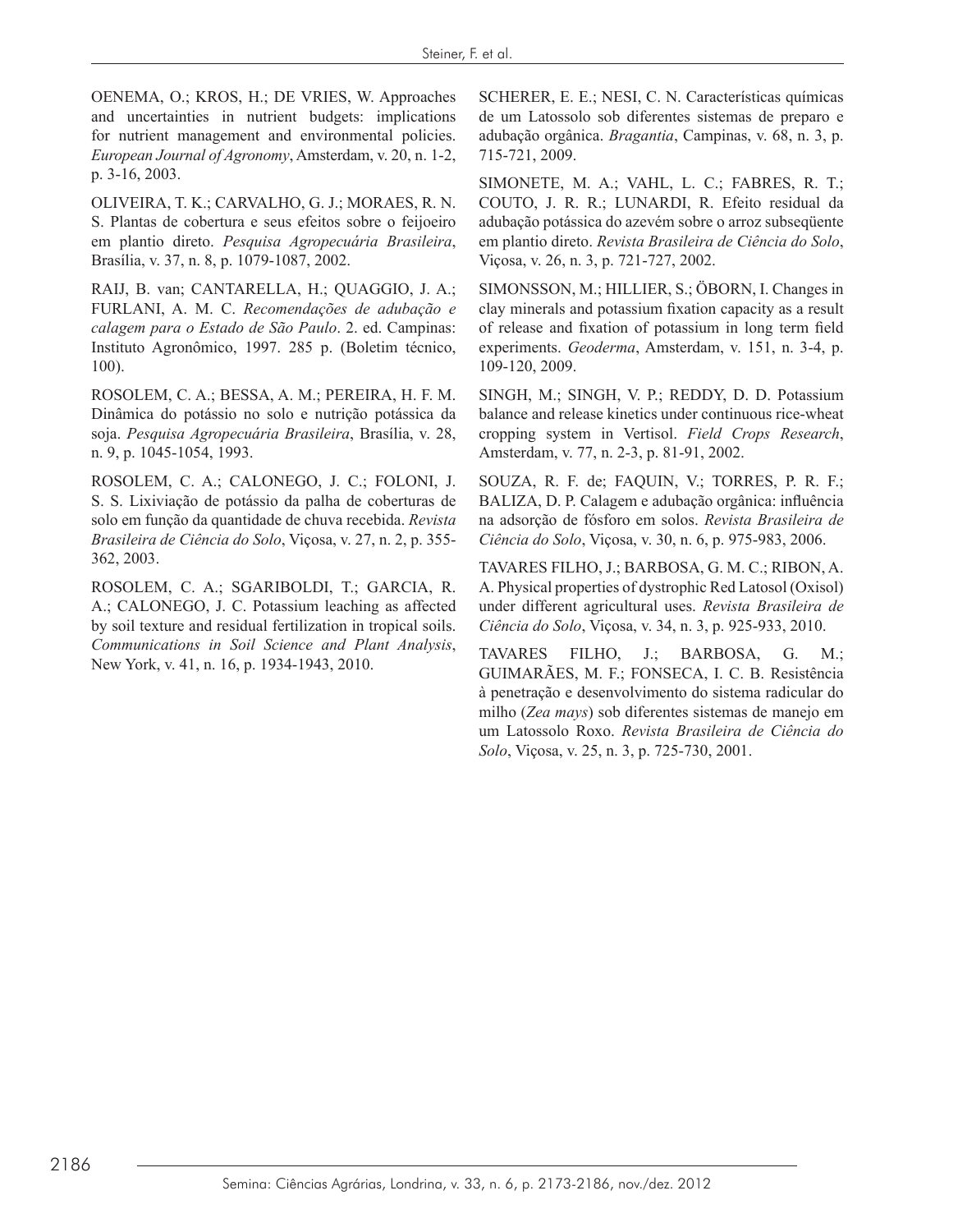OENEMA, O.; KROS, H.; DE VRIES, W. Approaches and uncertainties in nutrient budgets: implications for nutrient management and environmental policies. *European Journal of Agronomy*, Amsterdam, v. 20, n. 1-2, p. 3-16, 2003.

OLIVEIRA, T. K.; CARVALHO, G. J.; MORAES, R. N. S. Plantas de cobertura e seus efeitos sobre o feijoeiro em plantio direto. *Pesquisa Agropecuária Brasileira*, Brasília, v. 37, n. 8, p. 1079-1087, 2002.

RAIJ, B. van; CANTARELLA, H.; QUAGGIO, J. A.; FURLANI, A. M. C. *Recomendações de adubação e calagem para o Estado de São Paulo*. 2. ed. Campinas: Instituto Agronômico, 1997. 285 p. (Boletim técnico, 100).

ROSOLEM, C. A.; BESSA, A. M.; PEREIRA, H. F. M. Dinâmica do potássio no solo e nutrição potássica da soja. *Pesquisa Agropecuária Brasileira*, Brasília, v. 28, n. 9, p. 1045-1054, 1993.

ROSOLEM, C. A.; CALONEGO, J. C.; FOLONI, J. S. S. Lixiviação de potássio da palha de coberturas de solo em função da quantidade de chuva recebida. *Revista Brasileira de Ciência do Solo*, Viçosa, v. 27, n. 2, p. 355-362, 2003.

ROSOLEM, C. A.; SGARIBOLDI, T.; GARCIA, R. A.; CALONEGO, J. C. Potassium leaching as affected by soil texture and residual fertilization in tropical soils. *Communications in Soil Science and Plant Analysis*, New York, v. 41, n. 16, p. 1934-1943, 2010.

SCHERER, E. E.; NESI, C. N. Características químicas de um Latossolo sob diferentes sistemas de preparo e adubação orgânica. *Bragantia*, Campinas, v. 68, n. 3, p. 715-721, 2009.

SIMONETE, M. A.; VAHL, L. C.; FABRES, R. T.; COUTO, J. R. R.; LUNARDI, R. Efeito residual da adubação potássica do azevém sobre o arroz subseqüente em plantio direto. *Revista Brasileira de Ciência do Solo*, Viçosa, v. 26, n. 3, p. 721-727, 2002.

SIMONSSON, M.; HILLIER, S.; ÖBORN, I. Changes in clay minerals and potassium fixation capacity as a result of release and fixation of potassium in long term field experiments. *Geoderma*, Amsterdam, v. 151, n. 3-4, p. 109-120, 2009.

SINGH, M.; SINGH, V. P.; REDDY, D. D. Potassium balance and release kinetics under continuous rice-wheat cropping system in Vertisol. *Field Crops Research*, Amsterdam, v. 77, n. 2-3, p. 81-91, 2002.

SOUZA, R. F. de; FAQUIN, V.; TORRES, P. R. F.; BALIZA, D. P. Calagem e adubação orgânica: influência na adsorção de fósforo em solos. *Revista Brasileira de Ciência do Solo*, Viçosa, v. 30, n. 6, p. 975-983, 2006.

TAVARES FILHO, J.; BARBOSA, G. M. C.; RIBON, A. A. Physical properties of dystrophic Red Latosol (Oxisol) under different agricultural uses. *Revista Brasileira de Ciência do Solo*, Viçosa, v. 34, n. 3, p. 925-933, 2010.

TAVARES FILHO, J.; BARBOSA, G. M.; GUIMARÃES, M. F.; FONSECA, I. C. B. Resistência à penetração e desenvolvimento do sistema radicular do milho (*Zea mays*) sob diferentes sistemas de manejo em um Latossolo Roxo. *Revista Brasileira de Ciência do Solo*, Viçosa, v. 25, n. 3, p. 725-730, 2001.